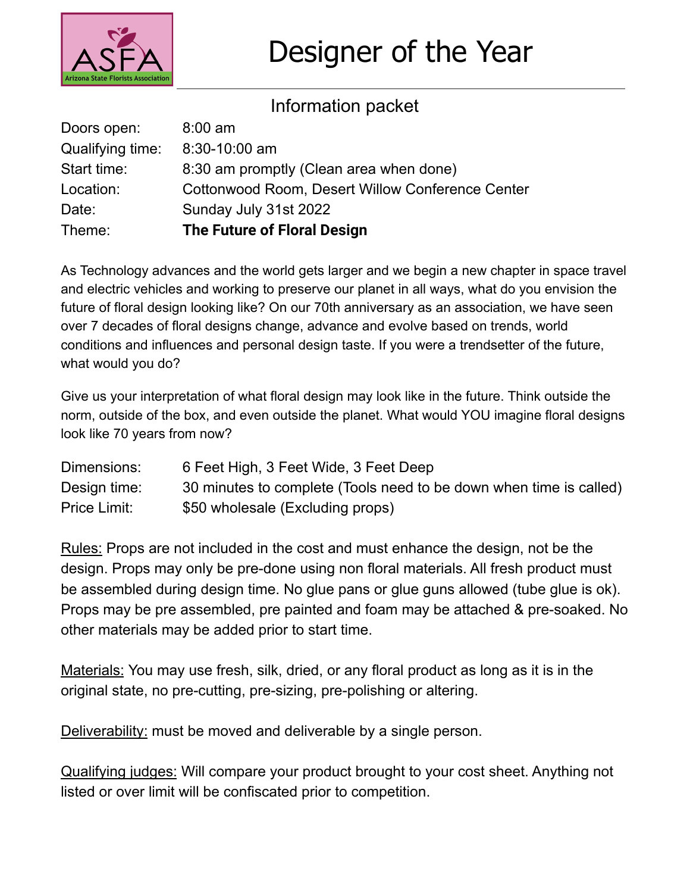# Designer of the Year

## Information packet

| | |
|---|---|
| Doors open: | 8:00 am |
| Qualifying time: | 8:30-10:00 am |
| Start time: | 8:30 am promptly (Clean area when done) |
| Location: | Cottonwood Room, Desert Willow Conference Center |
| Date: | Sunday July 31st 2022 |
| Theme: | **The Future of Floral Design** |

As Technology advances and the world gets larger and we begin a new chapter in space travel and electric vehicles and working to preserve our planet in all ways, what do you envision the future of floral design looking like? On our 70th anniversary as an association, we have seen over 7 decades of floral designs change, advance and evolve based on trends, world conditions and influences and personal design taste. If you were a trendsetter of the future, what would you do?

Give us your interpretation of what floral design may look like in the future. Think outside the norm, outside of the box, and even outside the planet. What would YOU imagine floral designs look like 70 years from now?

| | |
|---|---|
| Dimensions: | 6 Feet High, 3 Feet Wide, 3 Feet Deep |
| Design time: | 30 minutes to complete (Tools need to be down when time is called) |
| Price Limit: | $50 wholesale (Excluding props) |

Rules: Props are not included in the cost and must enhance the design, not be the design. Props may only be pre-done using non floral materials. All fresh product must be assembled during design time. No glue pans or glue guns allowed (tube glue is ok). Props may be pre assembled, pre painted and foam may be attached & pre-soaked. No other materials may be added prior to start time.

Materials: You may use fresh, silk, dried, or any floral product as long as it is in the original state, no pre-cutting, pre-sizing, pre-polishing or altering.

Deliverability: must be moved and deliverable by a single person.

Qualifying judges: Will compare your product brought to your cost sheet. Anything not listed or over limit will be confiscated prior to competition.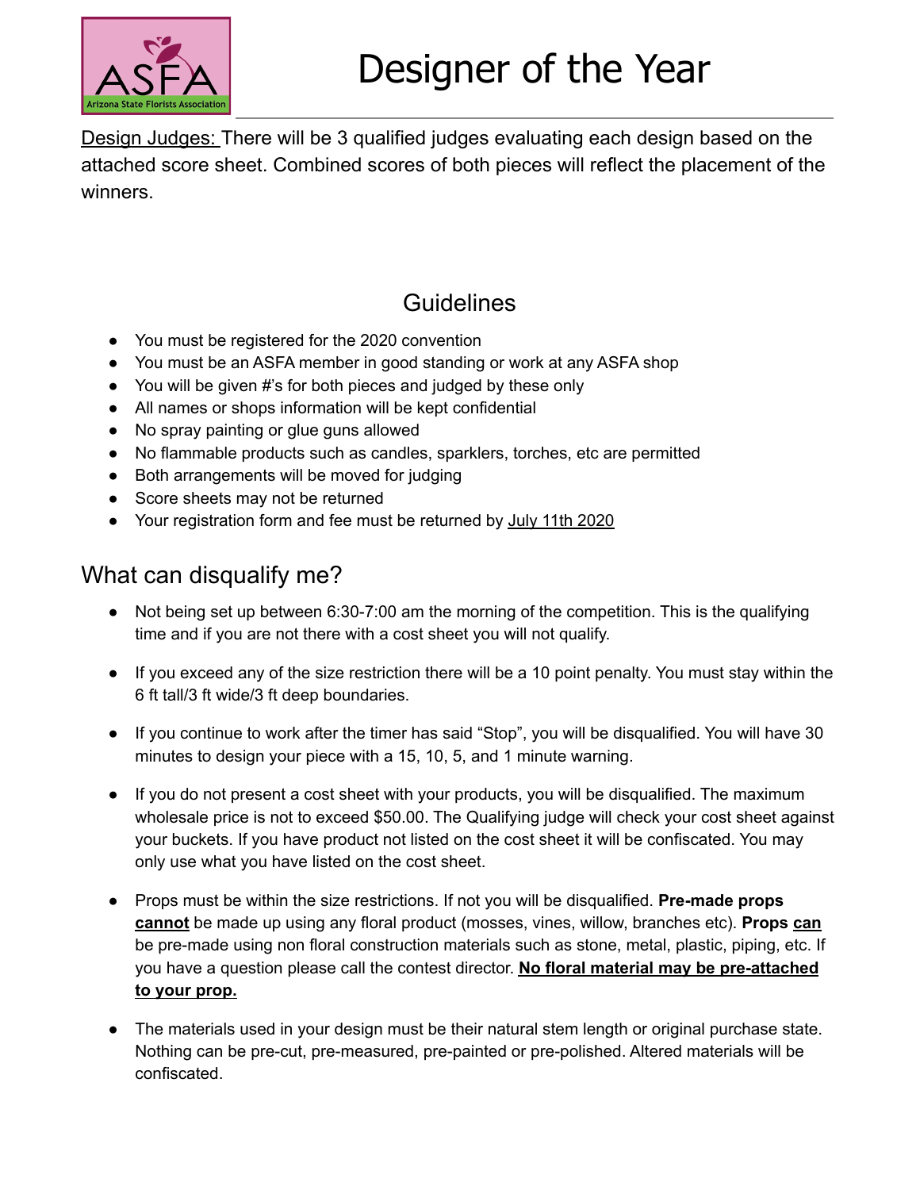# Designer of the Year

Design Judges: There will be 3 qualified judges evaluating each design based on the attached score sheet. Combined scores of both pieces will reflect the placement of the winners.

## Guidelines

- You must be registered for the 2020 convention
- You must be an ASFA member in good standing or work at any ASFA shop
- You will be given #'s for both pieces and judged by these only
- All names or shops information will be kept confidential
- No spray painting or glue guns allowed
- No flammable products such as candles, sparklers, torches, etc are permitted
- Both arrangements will be moved for judging
- Score sheets may not be returned
- Your registration form and fee must be returned by July 11th 2020

## What can disqualify me?

- Not being set up between 6:30-7:00 am the morning of the competition. This is the qualifying time and if you are not there with a cost sheet you will not qualify.

- If you exceed any of the size restriction there will be a 10 point penalty. You must stay within the 6 ft tall/3 ft wide/3 ft deep boundaries.

- If you continue to work after the timer has said "Stop", you will be disqualified. You will have 30 minutes to design your piece with a 15, 10, 5, and 1 minute warning.

- If you do not present a cost sheet with your products, you will be disqualified. The maximum wholesale price is not to exceed $50.00. The Qualifying judge will check your cost sheet against your buckets. If you have product not listed on the cost sheet it will be confiscated. You may only use what you have listed on the cost sheet.

- Props must be within the size restrictions. If not you will be disqualified. **Pre-made props cannot** be made up using any floral product (mosses, vines, willow, branches etc). **Props can** be pre-made using non floral construction materials such as stone, metal, plastic, piping, etc. If you have a question please call the contest director. **No floral material may be pre-attached to your prop.**

- The materials used in your design must be their natural stem length or original purchase state. Nothing can be pre-cut, pre-measured, pre-painted or pre-polished. Altered materials will be confiscated.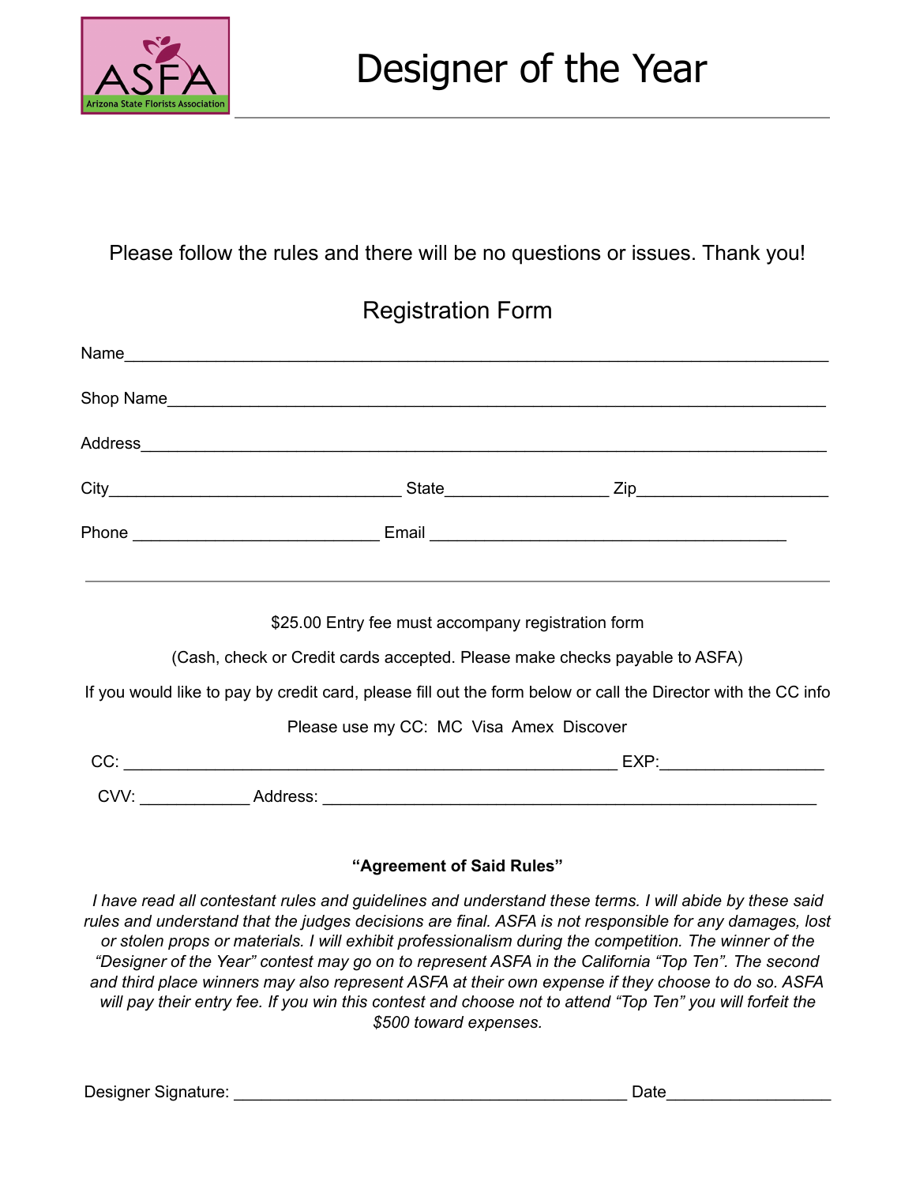# Designer of the Year

Please follow the rules and there will be no questions or issues. Thank you!

## Registration Form

Name___________________________________________________________________________

Shop Name______________________________________________________________________

Address________________________________________________________________________

City_______________________________ State_________________ Zip____________________

Phone __________________________ Email ______________________________________

---

$25.00 Entry fee must accompany registration form

(Cash, check or Credit cards accepted. Please make checks payable to ASFA)

If you would like to pay by credit card, please fill out the form below or call the Director with the CC info

Please use my CC: MC Visa Amex Discover

CC: ____________________________________________________ EXP:_________________

CVV: ___________ Address: ____________________________________________________

**"Agreement of Said Rules"**

*I have read all contestant rules and guidelines and understand these terms. I will abide by these said rules and understand that the judges decisions are final. ASFA is not responsible for any damages, lost or stolen props or materials. I will exhibit professionalism during the competition. The winner of the "Designer of the Year" contest may go on to represent ASFA in the California "Top Ten". The second and third place winners may also represent ASFA at their own expense if they choose to do so. ASFA will pay their entry fee. If you win this contest and choose not to attend "Top Ten" you will forfeit the $500 toward expenses.*

Designer Signature: __________________________________________ Date_________________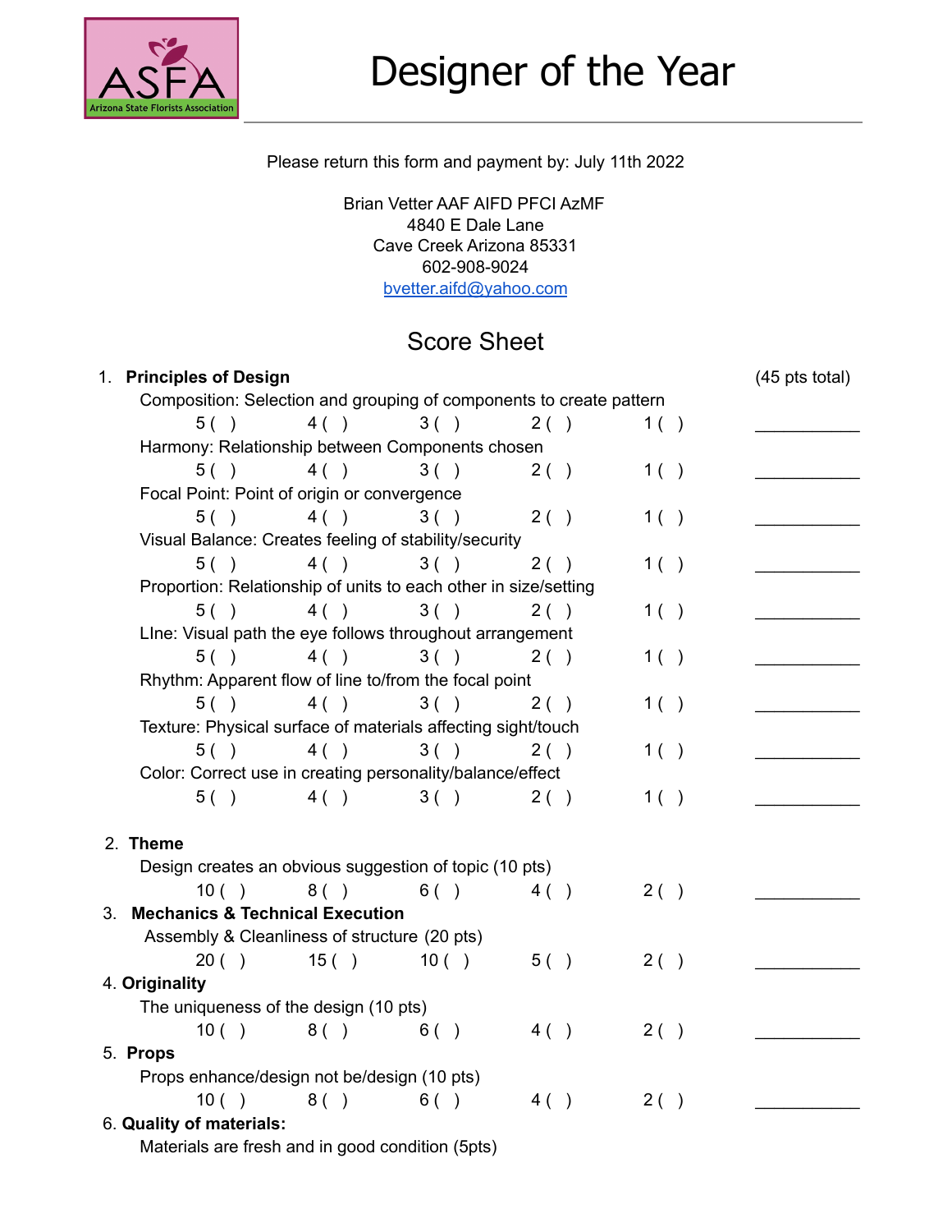# Designer of the Year

Please return this form and payment by: July 11th 2022

Brian Vetter AAF AIFD PFCI AzMF
4840 E Dale Lane
Cave Creek Arizona 85331
602-908-9024
bvetter.aifd@yahoo.com

## Score Sheet

1. **Principles of Design** (45 pts total)

   Composition: Selection and grouping of components to create pattern

   5 ( ) 4 ( ) 3 ( ) 2 ( ) 1 ( ) \_\_\_\_\_\_\_\_\_\_

   Harmony: Relationship between Components chosen

   5 ( ) 4 ( ) 3 ( ) 2 ( ) 1 ( ) \_\_\_\_\_\_\_\_\_\_

   Focal Point: Point of origin or convergence

   5 ( ) 4 ( ) 3 ( ) 2 ( ) 1 ( ) \_\_\_\_\_\_\_\_\_\_

   Visual Balance: Creates feeling of stability/security

   5 ( ) 4 ( ) 3 ( ) 2 ( ) 1 ( ) \_\_\_\_\_\_\_\_\_\_

   Proportion: Relationship of units to each other in size/setting

   5 ( ) 4 ( ) 3 ( ) 2 ( ) 1 ( ) \_\_\_\_\_\_\_\_\_\_

   LIne: Visual path the eye follows throughout arrangement

   5 ( ) 4 ( ) 3 ( ) 2 ( ) 1 ( ) \_\_\_\_\_\_\_\_\_\_

   Rhythm: Apparent flow of line to/from the focal point

   5 ( ) 4 ( ) 3 ( ) 2 ( ) 1 ( ) \_\_\_\_\_\_\_\_\_\_

   Texture: Physical surface of materials affecting sight/touch

   5 ( ) 4 ( ) 3 ( ) 2 ( ) 1 ( ) \_\_\_\_\_\_\_\_\_\_

   Color: Correct use in creating personality/balance/effect

   5 ( ) 4 ( ) 3 ( ) 2 ( ) 1 ( ) \_\_\_\_\_\_\_\_\_\_

2. **Theme**

   Design creates an obvious suggestion of topic (10 pts)

   10 ( ) 8 ( ) 6 ( ) 4 ( ) 2 ( ) \_\_\_\_\_\_\_\_\_\_

3. **Mechanics & Technical Execution**

   Assembly & Cleanliness of structure (20 pts)

   20 ( ) 15 ( ) 10 ( ) 5 ( ) 2 ( ) \_\_\_\_\_\_\_\_\_\_

4. **Originality**

   The uniqueness of the design (10 pts)

   10 ( ) 8 ( ) 6 ( ) 4 ( ) 2 ( ) \_\_\_\_\_\_\_\_\_\_

5. **Props**

   Props enhance/design not be/design (10 pts)

   10 ( ) 8 ( ) 6 ( ) 4 ( ) 2 ( ) \_\_\_\_\_\_\_\_\_\_

6. **Quality of materials:**

   Materials are fresh and in good condition (5pts)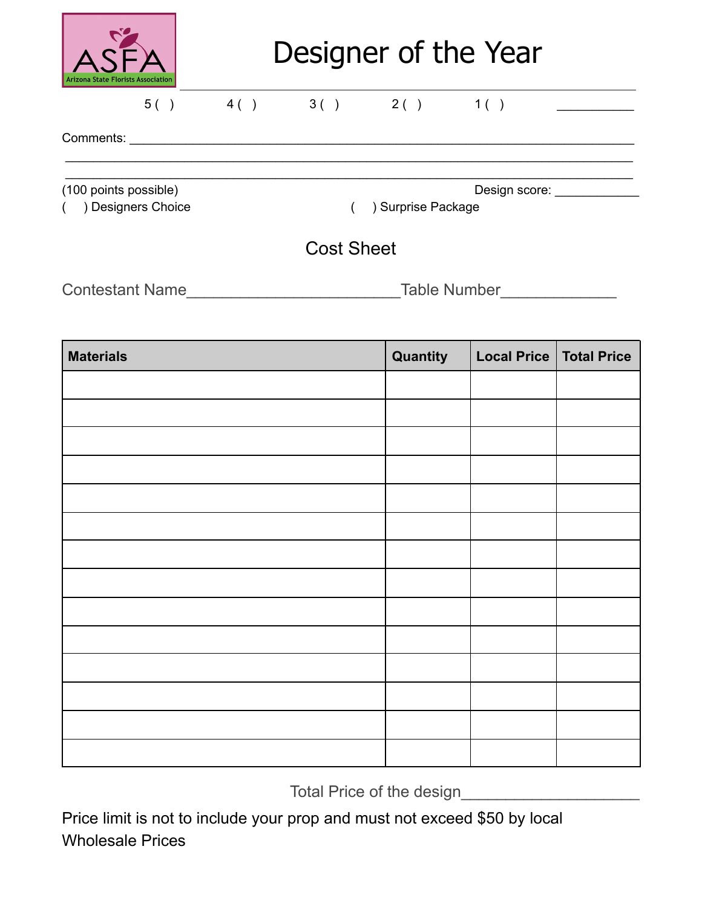ASFA
Arizona State Florists Association

# Designer of the Year

5 ( ) 4 ( ) 3 ( ) 2 ( ) 1 ( ) ___________

Comments: ____________________________________________________________________________
______________________________________________________________________________
______________________________________________________________________________

(100 points possible) Design score: ____________

( ) Designers Choice ( ) Surprise Package

## Cost Sheet

Contestant Name________________________Table Number_____________

| Materials | Quantity | Local Price | Total Price |
|---|---|---|---|
| | | | |
| | | | |
| | | | |
| | | | |
| | | | |
| | | | |
| | | | |
| | | | |
| | | | |
| | | | |
| | | | |
| | | | |
| | | | |
| | | | |

Total Price of the design____________________

Price limit is not to include your prop and must not exceed $50 by local Wholesale Prices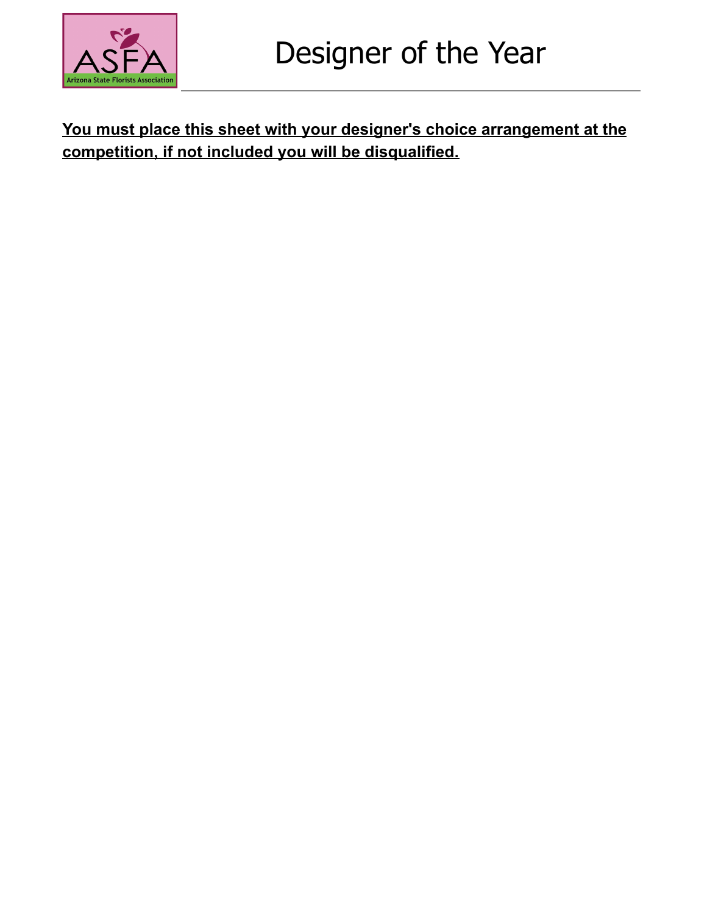# Designer of the Year

**You must place this sheet with your designer's choice arrangement at the competition, if not included you will be disqualified.**